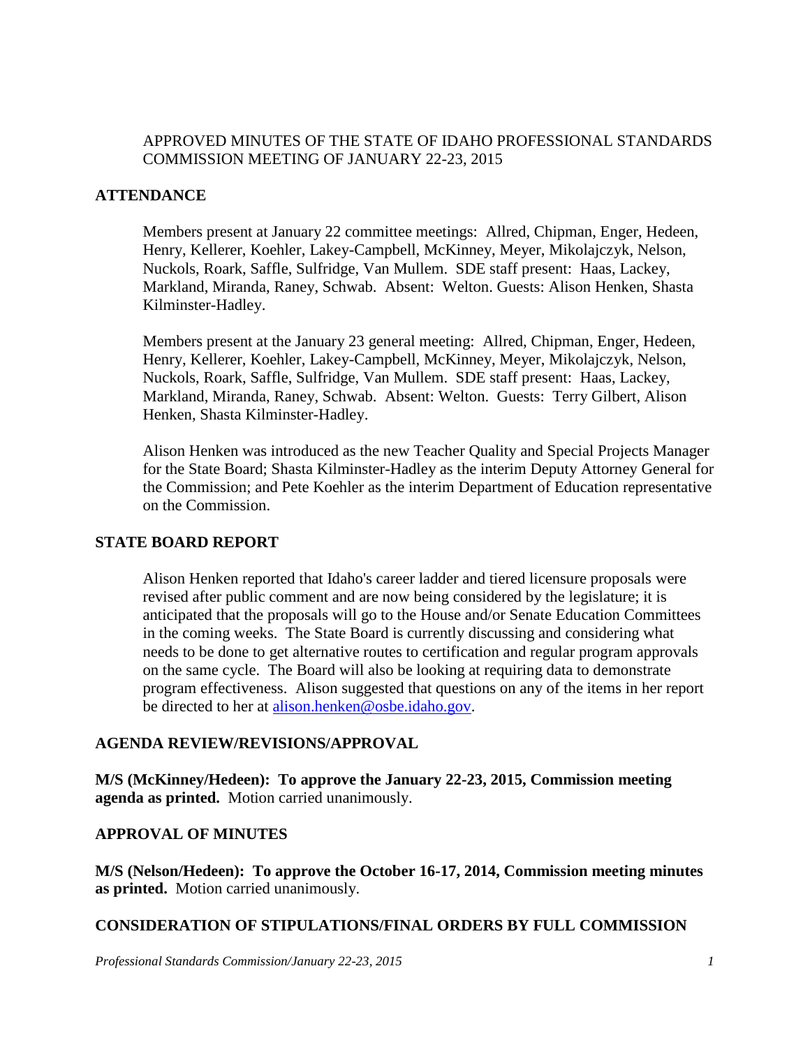APPROVED MINUTES OF THE STATE OF IDAHO PROFESSIONAL STANDARDS COMMISSION MEETING OF JANUARY 22-23, 2015

## ATTENDANCE

Members present at January 22 committee meetings: Allred, Chipman, Enger, Hedeen, Henry, Kellerer, Koehler, Lakey-Campbell, McKinney, Meyer, Mikolajczyk, Nelson, Nuckols, Roark, Saffle, Sulfridge, Van Mullem. SDE staff present: Haas, Lackey, Markland, Miranda, Raney, Schwab. Absent: Welton. Guests: Alison Henken, Shasta Kilminster-Hadley.

Members present at the January 23 general meeting: Allred, Chipman, Enger, Hedeen, Henry, Kellerer, Koehler, Lakey-Campbell, McKinney, Meyer, Mikolajczyk, Nelson, Nuckols, Roark, Saffle, Sulfridge, Van Mullem. SDE staff present: Haas, Lackey, Markland, Miranda, Raney, Schwab. Absent: Welton. Guests: Terry Gilbert, Alison Henken, Shasta Kilminster-Hadley.

Alison Henken was introduced as the new Teacher Quality and Special Projects Manager for the State Board; Shasta Kilminster-Hadley as the interim Deputy Attorney General for the Commission; and Pete Koehler as the interim Department of Education representative on the Commission.

## STATE BOARD REPORT

Alison Henken reported that Idaho's career ladder and tiered licensure proposals were revised after public comment and are now being considered by the legislature; it is anticipated that the proposals will go to the House and/or Senate Education Committees in the coming weeks. The State Board is currently discussing and considering what needs to be done to get alternative routes to certification and regular program approvals on the same cycle. The Board will also be looking at requiring data to demonstrate program effectiveness. Alison suggested that questions on any of the items in her report be directed to her at alison.henken@osbe.idaho.gov.

## AGENDA REVIEW/REVISIONS/APPROVAL

**M/S (McKinney/Hedeen): To approve the January 22-23, 2015, Commission meeting agenda as printed.** Motion carried unanimously.

## APPROVAL OF MINUTES

**M/S (Nelson/Hedeen): To approve the October 16-17, 2014, Commission meeting minutes as printed.** Motion carried unanimously.

## CONSIDERATION OF STIPULATIONS/FINAL ORDERS BY FULL COMMISSION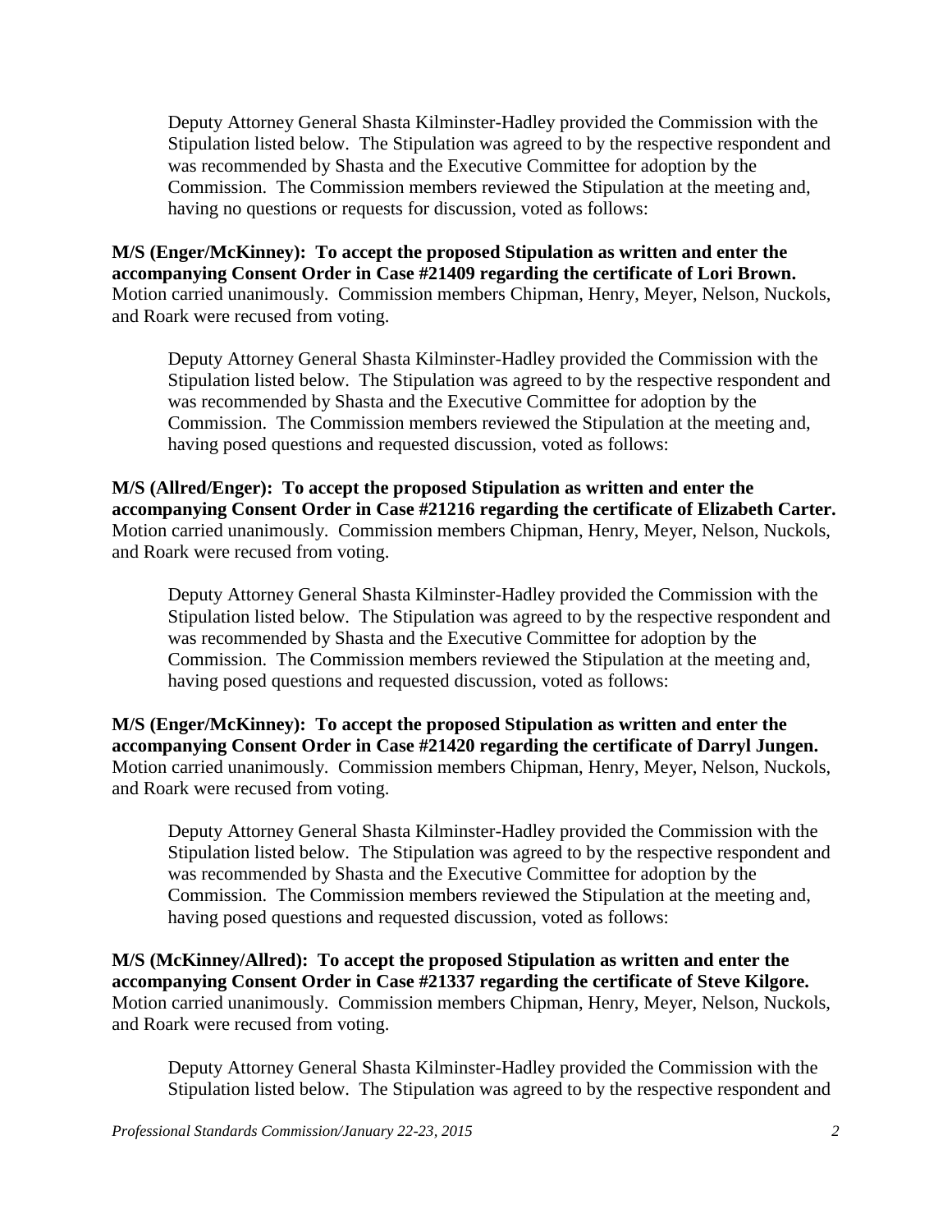Deputy Attorney General Shasta Kilminster-Hadley provided the Commission with the Stipulation listed below. The Stipulation was agreed to by the respective respondent and was recommended by Shasta and the Executive Committee for adoption by the Commission. The Commission members reviewed the Stipulation at the meeting and, having no questions or requests for discussion, voted as follows:

**M/S (Enger/McKinney): To accept the proposed Stipulation as written and enter the accompanying Consent Order in Case #21409 regarding the certificate of Lori Brown.** Motion carried unanimously. Commission members Chipman, Henry, Meyer, Nelson, Nuckols, and Roark were recused from voting.

Deputy Attorney General Shasta Kilminster-Hadley provided the Commission with the Stipulation listed below. The Stipulation was agreed to by the respective respondent and was recommended by Shasta and the Executive Committee for adoption by the Commission. The Commission members reviewed the Stipulation at the meeting and, having posed questions and requested discussion, voted as follows:

**M/S (Allred/Enger): To accept the proposed Stipulation as written and enter the accompanying Consent Order in Case #21216 regarding the certificate of Elizabeth Carter.** Motion carried unanimously. Commission members Chipman, Henry, Meyer, Nelson, Nuckols, and Roark were recused from voting.

Deputy Attorney General Shasta Kilminster-Hadley provided the Commission with the Stipulation listed below. The Stipulation was agreed to by the respective respondent and was recommended by Shasta and the Executive Committee for adoption by the Commission. The Commission members reviewed the Stipulation at the meeting and, having posed questions and requested discussion, voted as follows:

**M/S (Enger/McKinney): To accept the proposed Stipulation as written and enter the accompanying Consent Order in Case #21420 regarding the certificate of Darryl Jungen.** Motion carried unanimously. Commission members Chipman, Henry, Meyer, Nelson, Nuckols, and Roark were recused from voting.

Deputy Attorney General Shasta Kilminster-Hadley provided the Commission with the Stipulation listed below. The Stipulation was agreed to by the respective respondent and was recommended by Shasta and the Executive Committee for adoption by the Commission. The Commission members reviewed the Stipulation at the meeting and, having posed questions and requested discussion, voted as follows:

**M/S (McKinney/Allred): To accept the proposed Stipulation as written and enter the accompanying Consent Order in Case #21337 regarding the certificate of Steve Kilgore.** Motion carried unanimously. Commission members Chipman, Henry, Meyer, Nelson, Nuckols, and Roark were recused from voting.

Deputy Attorney General Shasta Kilminster-Hadley provided the Commission with the Stipulation listed below. The Stipulation was agreed to by the respective respondent and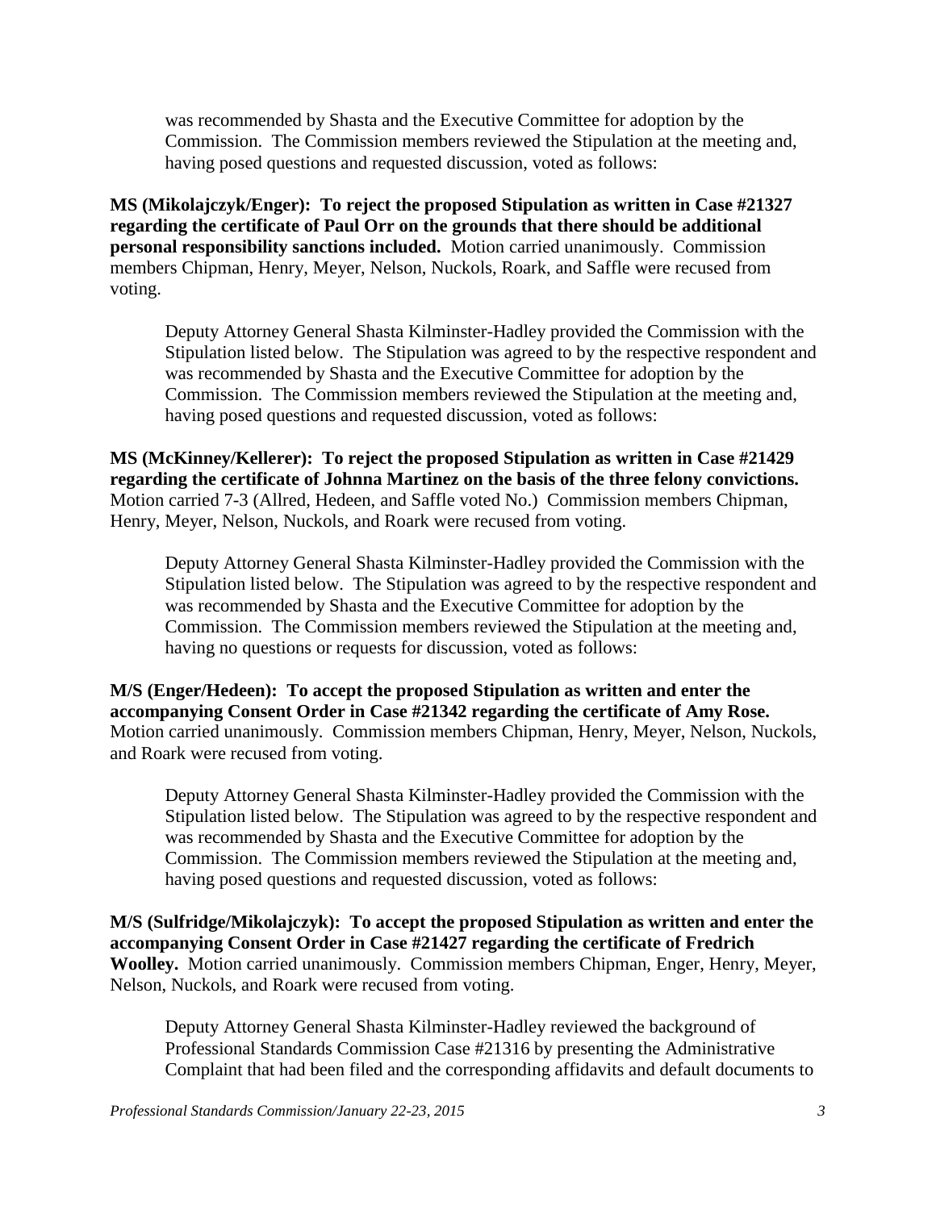was recommended by Shasta and the Executive Committee for adoption by the Commission. The Commission members reviewed the Stipulation at the meeting and, having posed questions and requested discussion, voted as follows:

**MS (Mikolajczyk/Enger): To reject the proposed Stipulation as written in Case #21327 regarding the certificate of Paul Orr on the grounds that there should be additional personal responsibility sanctions included.** Motion carried unanimously. Commission members Chipman, Henry, Meyer, Nelson, Nuckols, Roark, and Saffle were recused from voting.

Deputy Attorney General Shasta Kilminster-Hadley provided the Commission with the Stipulation listed below. The Stipulation was agreed to by the respective respondent and was recommended by Shasta and the Executive Committee for adoption by the Commission. The Commission members reviewed the Stipulation at the meeting and, having posed questions and requested discussion, voted as follows:

**MS (McKinney/Kellerer): To reject the proposed Stipulation as written in Case #21429 regarding the certificate of Johnna Martinez on the basis of the three felony convictions.** Motion carried 7-3 (Allred, Hedeen, and Saffle voted No.) Commission members Chipman, Henry, Meyer, Nelson, Nuckols, and Roark were recused from voting.

Deputy Attorney General Shasta Kilminster-Hadley provided the Commission with the Stipulation listed below. The Stipulation was agreed to by the respective respondent and was recommended by Shasta and the Executive Committee for adoption by the Commission. The Commission members reviewed the Stipulation at the meeting and, having no questions or requests for discussion, voted as follows:

**M/S (Enger/Hedeen): To accept the proposed Stipulation as written and enter the accompanying Consent Order in Case #21342 regarding the certificate of Amy Rose.** Motion carried unanimously. Commission members Chipman, Henry, Meyer, Nelson, Nuckols, and Roark were recused from voting.

Deputy Attorney General Shasta Kilminster-Hadley provided the Commission with the Stipulation listed below. The Stipulation was agreed to by the respective respondent and was recommended by Shasta and the Executive Committee for adoption by the Commission. The Commission members reviewed the Stipulation at the meeting and, having posed questions and requested discussion, voted as follows:

**M/S (Sulfridge/Mikolajczyk): To accept the proposed Stipulation as written and enter the accompanying Consent Order in Case #21427 regarding the certificate of Fredrich Woolley.** Motion carried unanimously. Commission members Chipman, Enger, Henry, Meyer, Nelson, Nuckols, and Roark were recused from voting.

Deputy Attorney General Shasta Kilminster-Hadley reviewed the background of Professional Standards Commission Case #21316 by presenting the Administrative Complaint that had been filed and the corresponding affidavits and default documents to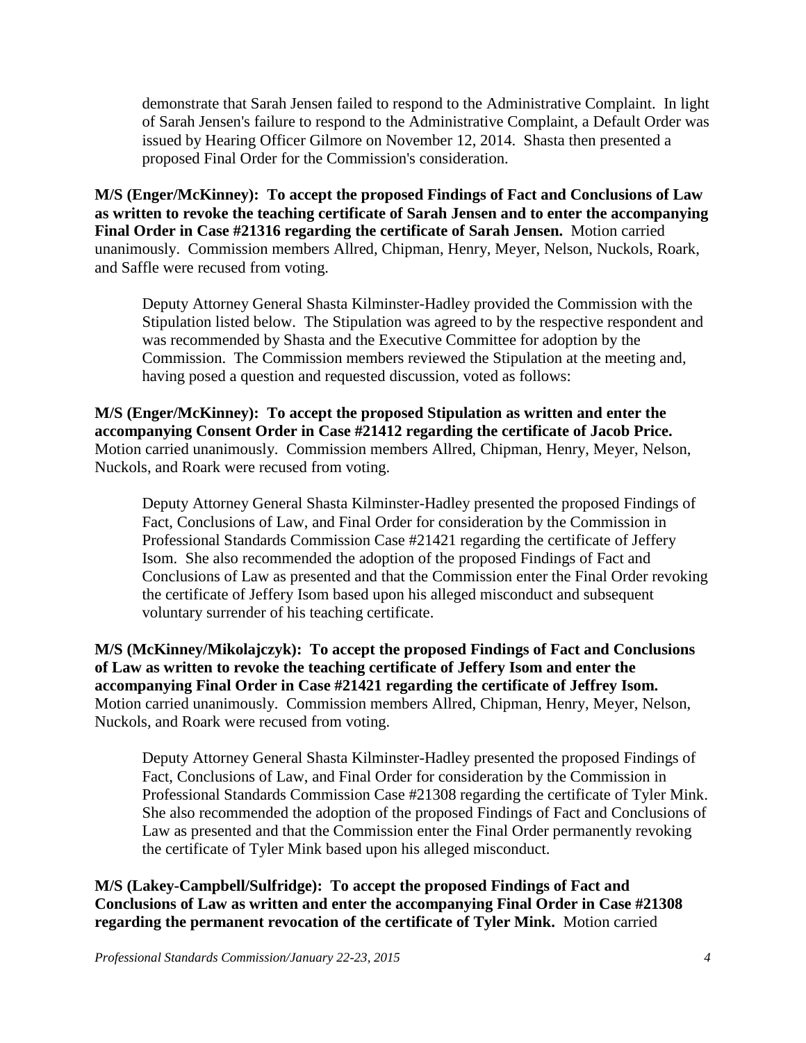demonstrate that Sarah Jensen failed to respond to the Administrative Complaint. In light of Sarah Jensen's failure to respond to the Administrative Complaint, a Default Order was issued by Hearing Officer Gilmore on November 12, 2014. Shasta then presented a proposed Final Order for the Commission's consideration.

**M/S (Enger/McKinney): To accept the proposed Findings of Fact and Conclusions of Law as written to revoke the teaching certificate of Sarah Jensen and to enter the accompanying Final Order in Case #21316 regarding the certificate of Sarah Jensen.** Motion carried unanimously. Commission members Allred, Chipman, Henry, Meyer, Nelson, Nuckols, Roark, and Saffle were recused from voting.

Deputy Attorney General Shasta Kilminster-Hadley provided the Commission with the Stipulation listed below. The Stipulation was agreed to by the respective respondent and was recommended by Shasta and the Executive Committee for adoption by the Commission. The Commission members reviewed the Stipulation at the meeting and, having posed a question and requested discussion, voted as follows:

**M/S (Enger/McKinney): To accept the proposed Stipulation as written and enter the accompanying Consent Order in Case #21412 regarding the certificate of Jacob Price.** Motion carried unanimously. Commission members Allred, Chipman, Henry, Meyer, Nelson, Nuckols, and Roark were recused from voting.

Deputy Attorney General Shasta Kilminster-Hadley presented the proposed Findings of Fact, Conclusions of Law, and Final Order for consideration by the Commission in Professional Standards Commission Case #21421 regarding the certificate of Jeffery Isom. She also recommended the adoption of the proposed Findings of Fact and Conclusions of Law as presented and that the Commission enter the Final Order revoking the certificate of Jeffery Isom based upon his alleged misconduct and subsequent voluntary surrender of his teaching certificate.

**M/S (McKinney/Mikolajczyk): To accept the proposed Findings of Fact and Conclusions of Law as written to revoke the teaching certificate of Jeffery Isom and enter the accompanying Final Order in Case #21421 regarding the certificate of Jeffrey Isom.** Motion carried unanimously. Commission members Allred, Chipman, Henry, Meyer, Nelson, Nuckols, and Roark were recused from voting.

Deputy Attorney General Shasta Kilminster-Hadley presented the proposed Findings of Fact, Conclusions of Law, and Final Order for consideration by the Commission in Professional Standards Commission Case #21308 regarding the certificate of Tyler Mink. She also recommended the adoption of the proposed Findings of Fact and Conclusions of Law as presented and that the Commission enter the Final Order permanently revoking the certificate of Tyler Mink based upon his alleged misconduct.

**M/S (Lakey-Campbell/Sulfridge): To accept the proposed Findings of Fact and Conclusions of Law as written and enter the accompanying Final Order in Case #21308 regarding the permanent revocation of the certificate of Tyler Mink.** Motion carried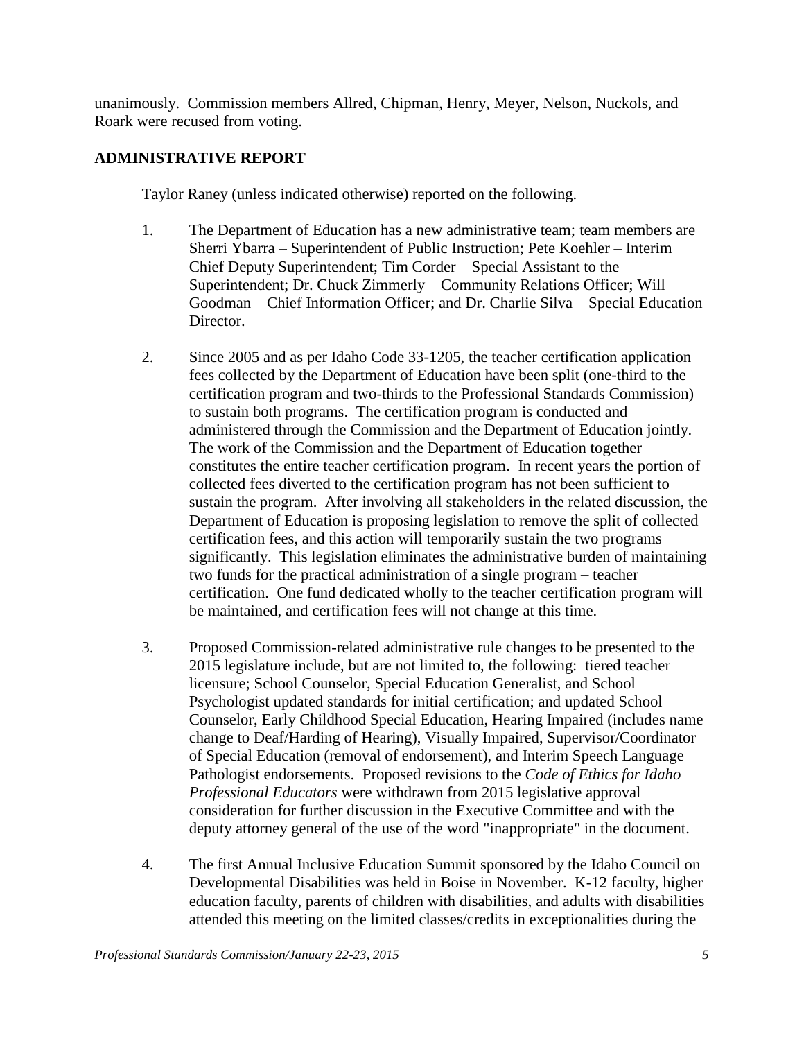unanimously. Commission members Allred, Chipman, Henry, Meyer, Nelson, Nuckols, and Roark were recused from voting.

## ADMINISTRATIVE REPORT

Taylor Raney (unless indicated otherwise) reported on the following.

1. The Department of Education has a new administrative team; team members are Sherri Ybarra – Superintendent of Public Instruction; Pete Koehler – Interim Chief Deputy Superintendent; Tim Corder – Special Assistant to the Superintendent; Dr. Chuck Zimmerly – Community Relations Officer; Will Goodman – Chief Information Officer; and Dr. Charlie Silva – Special Education Director.

2. Since 2005 and as per Idaho Code 33-1205, the teacher certification application fees collected by the Department of Education have been split (one-third to the certification program and two-thirds to the Professional Standards Commission) to sustain both programs. The certification program is conducted and administered through the Commission and the Department of Education jointly. The work of the Commission and the Department of Education together constitutes the entire teacher certification program. In recent years the portion of collected fees diverted to the certification program has not been sufficient to sustain the program. After involving all stakeholders in the related discussion, the Department of Education is proposing legislation to remove the split of collected certification fees, and this action will temporarily sustain the two programs significantly. This legislation eliminates the administrative burden of maintaining two funds for the practical administration of a single program – teacher certification. One fund dedicated wholly to the teacher certification program will be maintained, and certification fees will not change at this time.

3. Proposed Commission-related administrative rule changes to be presented to the 2015 legislature include, but are not limited to, the following: tiered teacher licensure; School Counselor, Special Education Generalist, and School Psychologist updated standards for initial certification; and updated School Counselor, Early Childhood Special Education, Hearing Impaired (includes name change to Deaf/Harding of Hearing), Visually Impaired, Supervisor/Coordinator of Special Education (removal of endorsement), and Interim Speech Language Pathologist endorsements. Proposed revisions to the *Code of Ethics for Idaho Professional Educators* were withdrawn from 2015 legislative approval consideration for further discussion in the Executive Committee and with the deputy attorney general of the use of the word "inappropriate" in the document.

4. The first Annual Inclusive Education Summit sponsored by the Idaho Council on Developmental Disabilities was held in Boise in November. K-12 faculty, higher education faculty, parents of children with disabilities, and adults with disabilities attended this meeting on the limited classes/credits in exceptionalities during the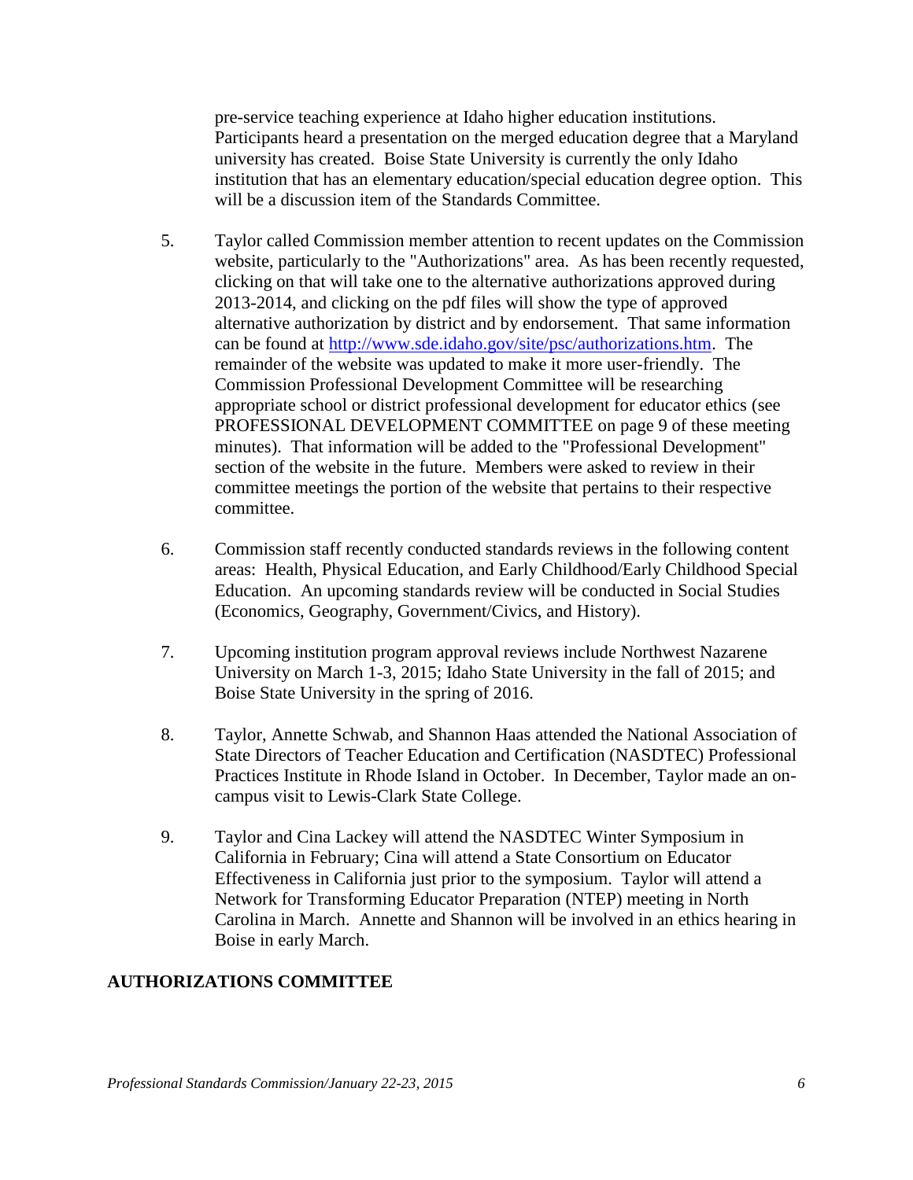pre-service teaching experience at Idaho higher education institutions. Participants heard a presentation on the merged education degree that a Maryland university has created. Boise State University is currently the only Idaho institution that has an elementary education/special education degree option. This will be a discussion item of the Standards Committee.

5. Taylor called Commission member attention to recent updates on the Commission website, particularly to the "Authorizations" area. As has been recently requested, clicking on that will take one to the alternative authorizations approved during 2013-2014, and clicking on the pdf files will show the type of approved alternative authorization by district and by endorsement. That same information can be found at http://www.sde.idaho.gov/site/psc/authorizations.htm. The remainder of the website was updated to make it more user-friendly. The Commission Professional Development Committee will be researching appropriate school or district professional development for educator ethics (see PROFESSIONAL DEVELOPMENT COMMITTEE on page 9 of these meeting minutes). That information will be added to the "Professional Development" section of the website in the future. Members were asked to review in their committee meetings the portion of the website that pertains to their respective committee.

6. Commission staff recently conducted standards reviews in the following content areas: Health, Physical Education, and Early Childhood/Early Childhood Special Education. An upcoming standards review will be conducted in Social Studies (Economics, Geography, Government/Civics, and History).

7. Upcoming institution program approval reviews include Northwest Nazarene University on March 1-3, 2015; Idaho State University in the fall of 2015; and Boise State University in the spring of 2016.

8. Taylor, Annette Schwab, and Shannon Haas attended the National Association of State Directors of Teacher Education and Certification (NASDTEC) Professional Practices Institute in Rhode Island in October. In December, Taylor made an on-campus visit to Lewis-Clark State College.

9. Taylor and Cina Lackey will attend the NASDTEC Winter Symposium in California in February; Cina will attend a State Consortium on Educator Effectiveness in California just prior to the symposium. Taylor will attend a Network for Transforming Educator Preparation (NTEP) meeting in North Carolina in March. Annette and Shannon will be involved in an ethics hearing in Boise in early March.

## AUTHORIZATIONS COMMITTEE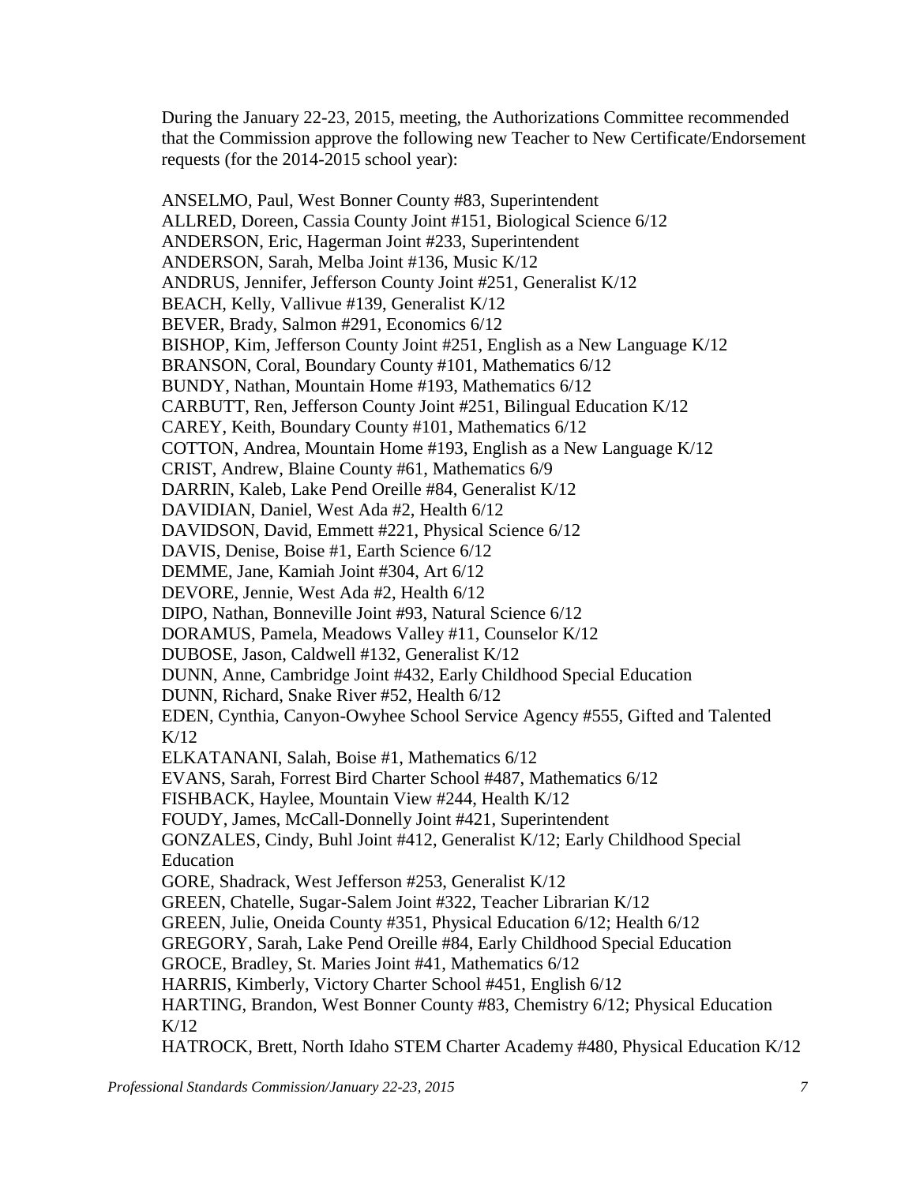During the January 22-23, 2015, meeting, the Authorizations Committee recommended that the Commission approve the following new Teacher to New Certificate/Endorsement requests (for the 2014-2015 school year):

ANSELMO, Paul, West Bonner County #83, Superintendent
ALLRED, Doreen, Cassia County Joint #151, Biological Science 6/12
ANDERSON, Eric, Hagerman Joint #233, Superintendent
ANDERSON, Sarah, Melba Joint #136, Music K/12
ANDRUS, Jennifer, Jefferson County Joint #251, Generalist K/12
BEACH, Kelly, Vallivue #139, Generalist K/12
BEVER, Brady, Salmon #291, Economics 6/12
BISHOP, Kim, Jefferson County Joint #251, English as a New Language K/12
BRANSON, Coral, Boundary County #101, Mathematics 6/12
BUNDY, Nathan, Mountain Home #193, Mathematics 6/12
CARBUTT, Ren, Jefferson County Joint #251, Bilingual Education K/12
CAREY, Keith, Boundary County #101, Mathematics 6/12
COTTON, Andrea, Mountain Home #193, English as a New Language K/12
CRIST, Andrew, Blaine County #61, Mathematics 6/9
DARRIN, Kaleb, Lake Pend Oreille #84, Generalist K/12
DAVIDIAN, Daniel, West Ada #2, Health 6/12
DAVIDSON, David, Emmett #221, Physical Science 6/12
DAVIS, Denise, Boise #1, Earth Science 6/12
DEMME, Jane, Kamiah Joint #304, Art 6/12
DEVORE, Jennie, West Ada #2, Health 6/12
DIPO, Nathan, Bonneville Joint #93, Natural Science 6/12
DORAMUS, Pamela, Meadows Valley #11, Counselor K/12
DUBOSE, Jason, Caldwell #132, Generalist K/12
DUNN, Anne, Cambridge Joint #432, Early Childhood Special Education
DUNN, Richard, Snake River #52, Health 6/12
EDEN, Cynthia, Canyon-Owyhee School Service Agency #555, Gifted and Talented K/12
ELKATANANI, Salah, Boise #1, Mathematics 6/12
EVANS, Sarah, Forrest Bird Charter School #487, Mathematics 6/12
FISHBACK, Haylee, Mountain View #244, Health K/12
FOUDY, James, McCall-Donnelly Joint #421, Superintendent
GONZALES, Cindy, Buhl Joint #412, Generalist K/12; Early Childhood Special Education
GORE, Shadrack, West Jefferson #253, Generalist K/12
GREEN, Chatelle, Sugar-Salem Joint #322, Teacher Librarian K/12
GREEN, Julie, Oneida County #351, Physical Education 6/12; Health 6/12
GREGORY, Sarah, Lake Pend Oreille #84, Early Childhood Special Education
GROCE, Bradley, St. Maries Joint #41, Mathematics 6/12
HARRIS, Kimberly, Victory Charter School #451, English 6/12
HARTING, Brandon, West Bonner County #83, Chemistry 6/12; Physical Education K/12
HATROCK, Brett, North Idaho STEM Charter Academy #480, Physical Education K/12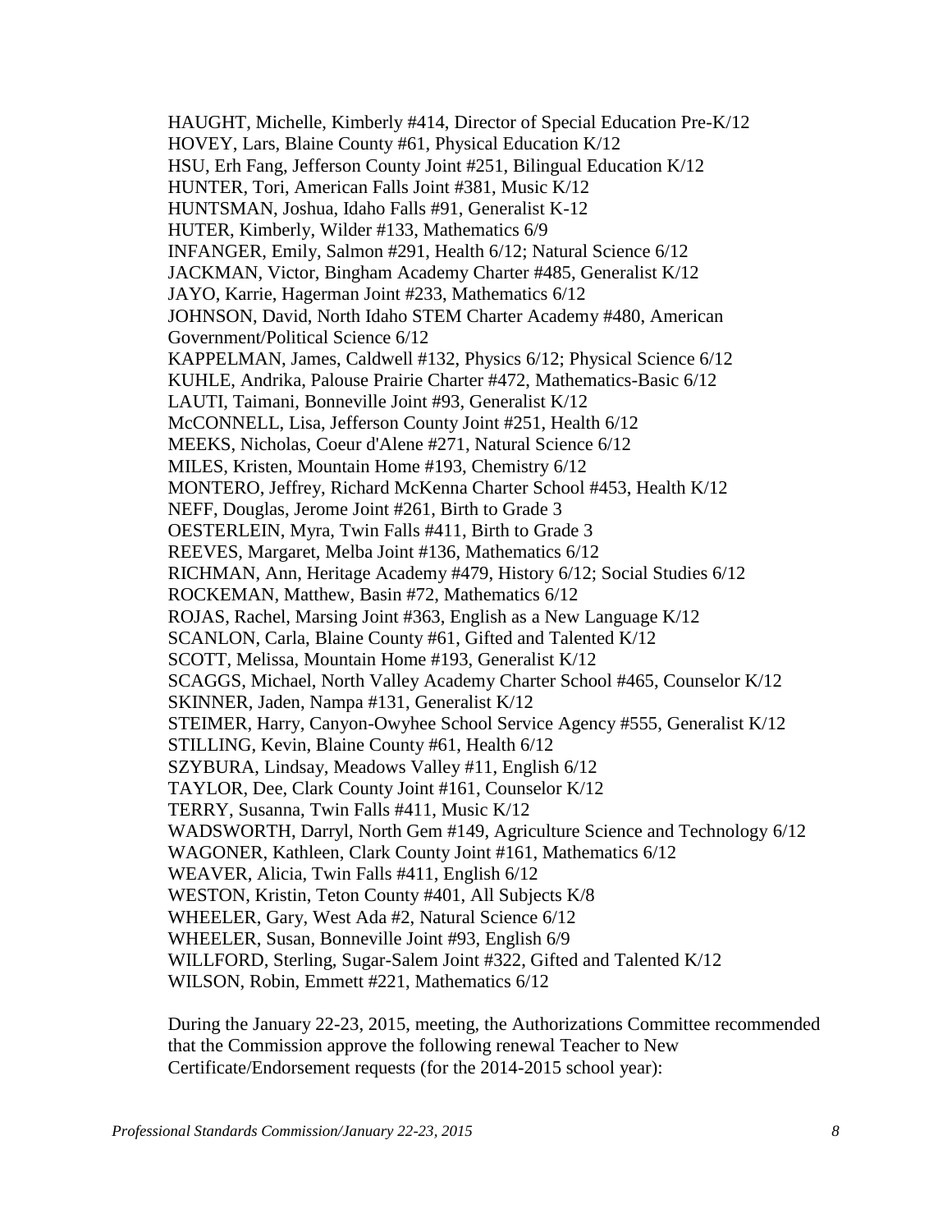HAUGHT, Michelle, Kimberly #414, Director of Special Education Pre-K/12
HOVEY, Lars, Blaine County #61, Physical Education K/12
HSU, Erh Fang, Jefferson County Joint #251, Bilingual Education K/12
HUNTER, Tori, American Falls Joint #381, Music K/12
HUNTSMAN, Joshua, Idaho Falls #91, Generalist K-12
HUTER, Kimberly, Wilder #133, Mathematics 6/9
INFANGER, Emily, Salmon #291, Health 6/12; Natural Science 6/12
JACKMAN, Victor, Bingham Academy Charter #485, Generalist K/12
JAYO, Karrie, Hagerman Joint #233, Mathematics 6/12
JOHNSON, David, North Idaho STEM Charter Academy #480, American Government/Political Science 6/12
KAPPELMAN, James, Caldwell #132, Physics 6/12; Physical Science 6/12
KUHLE, Andrika, Palouse Prairie Charter #472, Mathematics-Basic 6/12
LAUTI, Taimani, Bonneville Joint #93, Generalist K/12
McCONNELL, Lisa, Jefferson County Joint #251, Health 6/12
MEEKS, Nicholas, Coeur d'Alene #271, Natural Science 6/12
MILES, Kristen, Mountain Home #193, Chemistry 6/12
MONTERO, Jeffrey, Richard McKenna Charter School #453, Health K/12
NEFF, Douglas, Jerome Joint #261, Birth to Grade 3
OESTERLEIN, Myra, Twin Falls #411, Birth to Grade 3
REEVES, Margaret, Melba Joint #136, Mathematics 6/12
RICHMAN, Ann, Heritage Academy #479, History 6/12; Social Studies 6/12
ROCKEMAN, Matthew, Basin #72, Mathematics 6/12
ROJAS, Rachel, Marsing Joint #363, English as a New Language K/12
SCANLON, Carla, Blaine County #61, Gifted and Talented K/12
SCOTT, Melissa, Mountain Home #193, Generalist K/12
SCAGGS, Michael, North Valley Academy Charter School #465, Counselor K/12
SKINNER, Jaden, Nampa #131, Generalist K/12
STEIMER, Harry, Canyon-Owyhee School Service Agency #555, Generalist K/12
STILLING, Kevin, Blaine County #61, Health 6/12
SZYBURA, Lindsay, Meadows Valley #11, English 6/12
TAYLOR, Dee, Clark County Joint #161, Counselor K/12
TERRY, Susanna, Twin Falls #411, Music K/12
WADSWORTH, Darryl, North Gem #149, Agriculture Science and Technology 6/12
WAGONER, Kathleen, Clark County Joint #161, Mathematics 6/12
WEAVER, Alicia, Twin Falls #411, English 6/12
WESTON, Kristin, Teton County #401, All Subjects K/8
WHEELER, Gary, West Ada #2, Natural Science 6/12
WHEELER, Susan, Bonneville Joint #93, English 6/9
WILLFORD, Sterling, Sugar-Salem Joint #322, Gifted and Talented K/12
WILSON, Robin, Emmett #221, Mathematics 6/12

During the January 22-23, 2015, meeting, the Authorizations Committee recommended that the Commission approve the following renewal Teacher to New Certificate/Endorsement requests (for the 2014-2015 school year):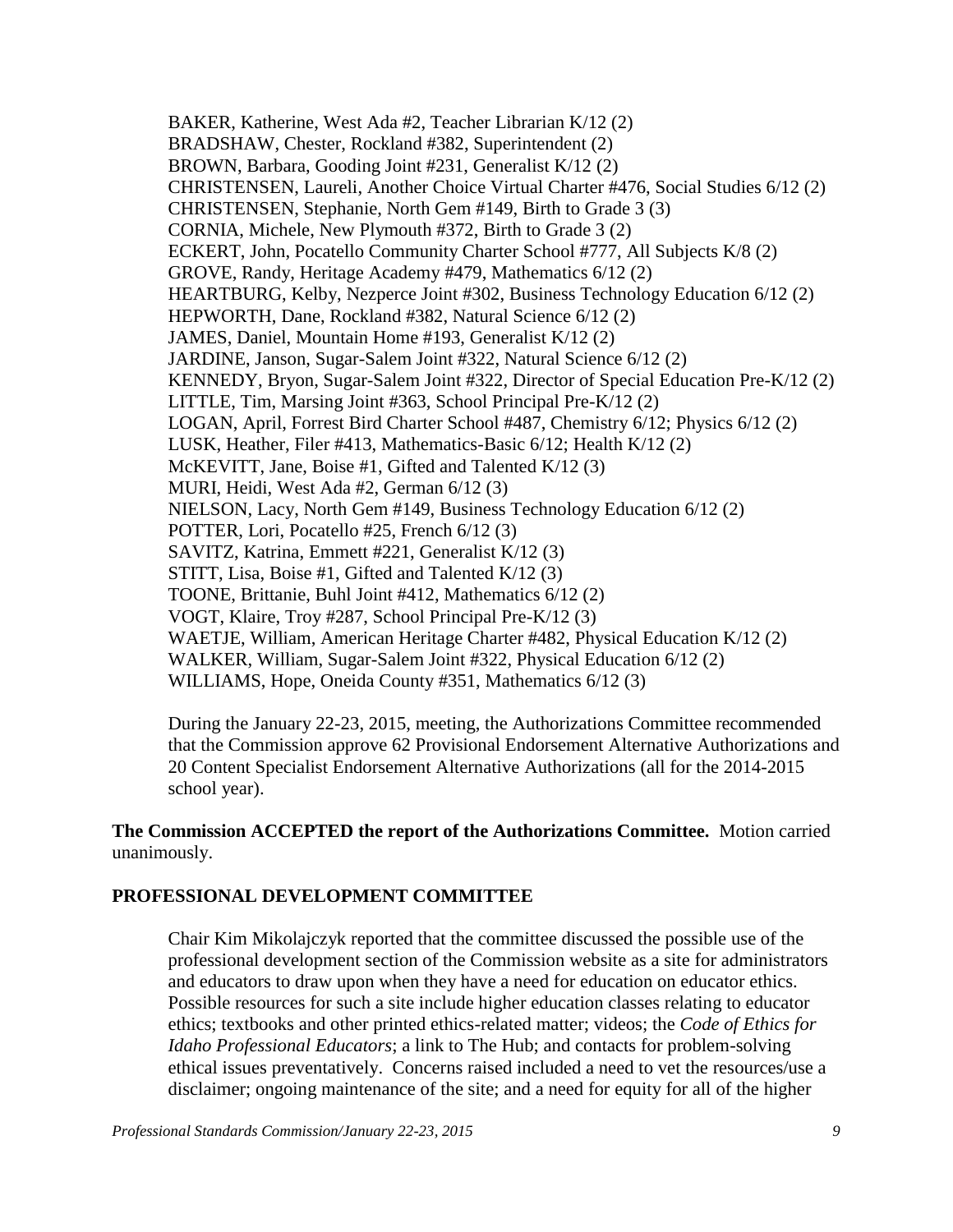BAKER, Katherine, West Ada #2, Teacher Librarian K/12 (2)
BRADSHAW, Chester, Rockland #382, Superintendent (2)
BROWN, Barbara, Gooding Joint #231, Generalist K/12 (2)
CHRISTENSEN, Laureli, Another Choice Virtual Charter #476, Social Studies 6/12 (2)
CHRISTENSEN, Stephanie, North Gem #149, Birth to Grade 3 (3)
CORNIA, Michele, New Plymouth #372, Birth to Grade 3 (2)
ECKERT, John, Pocatello Community Charter School #777, All Subjects K/8 (2)
GROVE, Randy, Heritage Academy #479, Mathematics 6/12 (2)
HEARTBURG, Kelby, Nezperce Joint #302, Business Technology Education 6/12 (2)
HEPWORTH, Dane, Rockland #382, Natural Science 6/12 (2)
JAMES, Daniel, Mountain Home #193, Generalist K/12 (2)
JARDINE, Janson, Sugar-Salem Joint #322, Natural Science 6/12 (2)
KENNEDY, Bryon, Sugar-Salem Joint #322, Director of Special Education Pre-K/12 (2)
LITTLE, Tim, Marsing Joint #363, School Principal Pre-K/12 (2)
LOGAN, April, Forrest Bird Charter School #487, Chemistry 6/12; Physics 6/12 (2)
LUSK, Heather, Filer #413, Mathematics-Basic 6/12; Health K/12 (2)
McKEVITT, Jane, Boise #1, Gifted and Talented K/12 (3)
MURI, Heidi, West Ada #2, German 6/12 (3)
NIELSON, Lacy, North Gem #149, Business Technology Education 6/12 (2)
POTTER, Lori, Pocatello #25, French 6/12 (3)
SAVITZ, Katrina, Emmett #221, Generalist K/12 (3)
STITT, Lisa, Boise #1, Gifted and Talented K/12 (3)
TOONE, Brittanie, Buhl Joint #412, Mathematics 6/12 (2)
VOGT, Klaire, Troy #287, School Principal Pre-K/12 (3)
WAETJE, William, American Heritage Charter #482, Physical Education K/12 (2)
WALKER, William, Sugar-Salem Joint #322, Physical Education 6/12 (2)
WILLIAMS, Hope, Oneida County #351, Mathematics 6/12 (3)

During the January 22-23, 2015, meeting, the Authorizations Committee recommended that the Commission approve 62 Provisional Endorsement Alternative Authorizations and 20 Content Specialist Endorsement Alternative Authorizations (all for the 2014-2015 school year).

**The Commission ACCEPTED the report of the Authorizations Committee.** Motion carried unanimously.

## PROFESSIONAL DEVELOPMENT COMMITTEE

Chair Kim Mikolajczyk reported that the committee discussed the possible use of the professional development section of the Commission website as a site for administrators and educators to draw upon when they have a need for education on educator ethics. Possible resources for such a site include higher education classes relating to educator ethics; textbooks and other printed ethics-related matter; videos; the *Code of Ethics for Idaho Professional Educators*; a link to The Hub; and contacts for problem-solving ethical issues preventatively. Concerns raised included a need to vet the resources/use a disclaimer; ongoing maintenance of the site; and a need for equity for all of the higher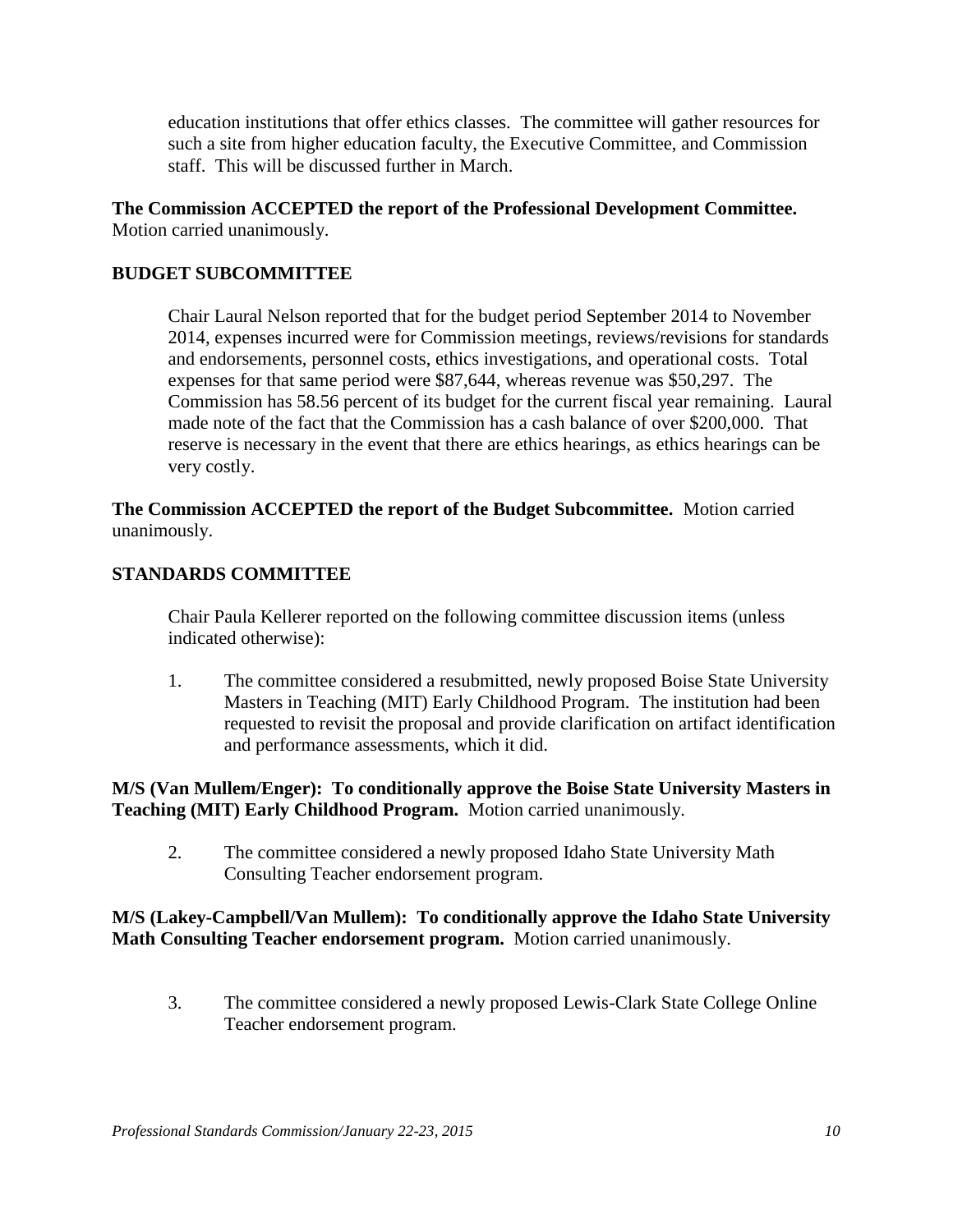education institutions that offer ethics classes. The committee will gather resources for such a site from higher education faculty, the Executive Committee, and Commission staff. This will be discussed further in March.

**The Commission ACCEPTED the report of the Professional Development Committee.** Motion carried unanimously.

## BUDGET SUBCOMMITTEE

Chair Laural Nelson reported that for the budget period September 2014 to November 2014, expenses incurred were for Commission meetings, reviews/revisions for standards and endorsements, personnel costs, ethics investigations, and operational costs. Total expenses for that same period were $87,644, whereas revenue was $50,297. The Commission has 58.56 percent of its budget for the current fiscal year remaining. Laural made note of the fact that the Commission has a cash balance of over $200,000. That reserve is necessary in the event that there are ethics hearings, as ethics hearings can be very costly.

**The Commission ACCEPTED the report of the Budget Subcommittee.** Motion carried unanimously.

## STANDARDS COMMITTEE

Chair Paula Kellerer reported on the following committee discussion items (unless indicated otherwise):

1. The committee considered a resubmitted, newly proposed Boise State University Masters in Teaching (MIT) Early Childhood Program. The institution had been requested to revisit the proposal and provide clarification on artifact identification and performance assessments, which it did.

**M/S (Van Mullem/Enger): To conditionally approve the Boise State University Masters in Teaching (MIT) Early Childhood Program.** Motion carried unanimously.

2. The committee considered a newly proposed Idaho State University Math Consulting Teacher endorsement program.

**M/S (Lakey-Campbell/Van Mullem): To conditionally approve the Idaho State University Math Consulting Teacher endorsement program.** Motion carried unanimously.

3. The committee considered a newly proposed Lewis-Clark State College Online Teacher endorsement program.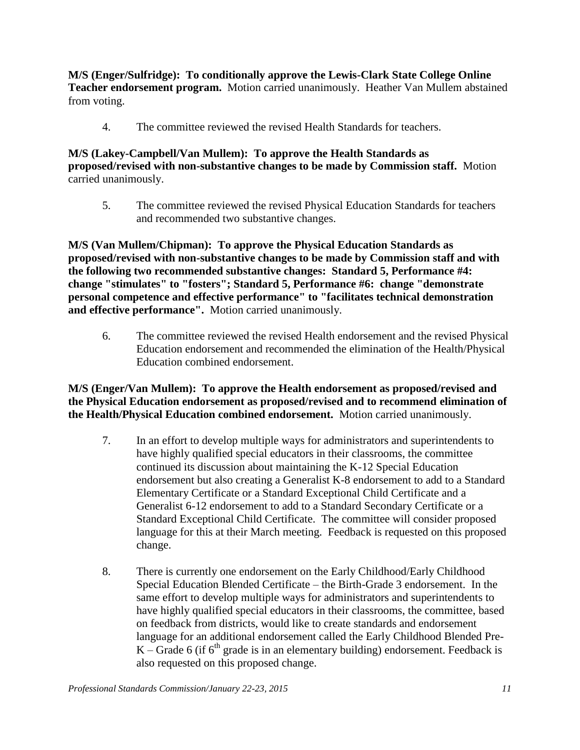**M/S (Enger/Sulfridge): To conditionally approve the Lewis-Clark State College Online Teacher endorsement program.** Motion carried unanimously. Heather Van Mullem abstained from voting.

4. The committee reviewed the revised Health Standards for teachers.

**M/S (Lakey-Campbell/Van Mullem): To approve the Health Standards as proposed/revised with non-substantive changes to be made by Commission staff.** Motion carried unanimously.

5. The committee reviewed the revised Physical Education Standards for teachers and recommended two substantive changes.

**M/S (Van Mullem/Chipman): To approve the Physical Education Standards as proposed/revised with non-substantive changes to be made by Commission staff and with the following two recommended substantive changes: Standard 5, Performance #4: change "stimulates" to "fosters"; Standard 5, Performance #6: change "demonstrate personal competence and effective performance" to "facilitates technical demonstration and effective performance".** Motion carried unanimously.

6. The committee reviewed the revised Health endorsement and the revised Physical Education endorsement and recommended the elimination of the Health/Physical Education combined endorsement.

**M/S (Enger/Van Mullem): To approve the Health endorsement as proposed/revised and the Physical Education endorsement as proposed/revised and to recommend elimination of the Health/Physical Education combined endorsement.** Motion carried unanimously.

7. In an effort to develop multiple ways for administrators and superintendents to have highly qualified special educators in their classrooms, the committee continued its discussion about maintaining the K-12 Special Education endorsement but also creating a Generalist K-8 endorsement to add to a Standard Elementary Certificate or a Standard Exceptional Child Certificate and a Generalist 6-12 endorsement to add to a Standard Secondary Certificate or a Standard Exceptional Child Certificate. The committee will consider proposed language for this at their March meeting. Feedback is requested on this proposed change.

8. There is currently one endorsement on the Early Childhood/Early Childhood Special Education Blended Certificate – the Birth-Grade 3 endorsement. In the same effort to develop multiple ways for administrators and superintendents to have highly qualified special educators in their classrooms, the committee, based on feedback from districts, would like to create standards and endorsement language for an additional endorsement called the Early Childhood Blended Pre-K – Grade 6 (if 6th grade is in an elementary building) endorsement. Feedback is also requested on this proposed change.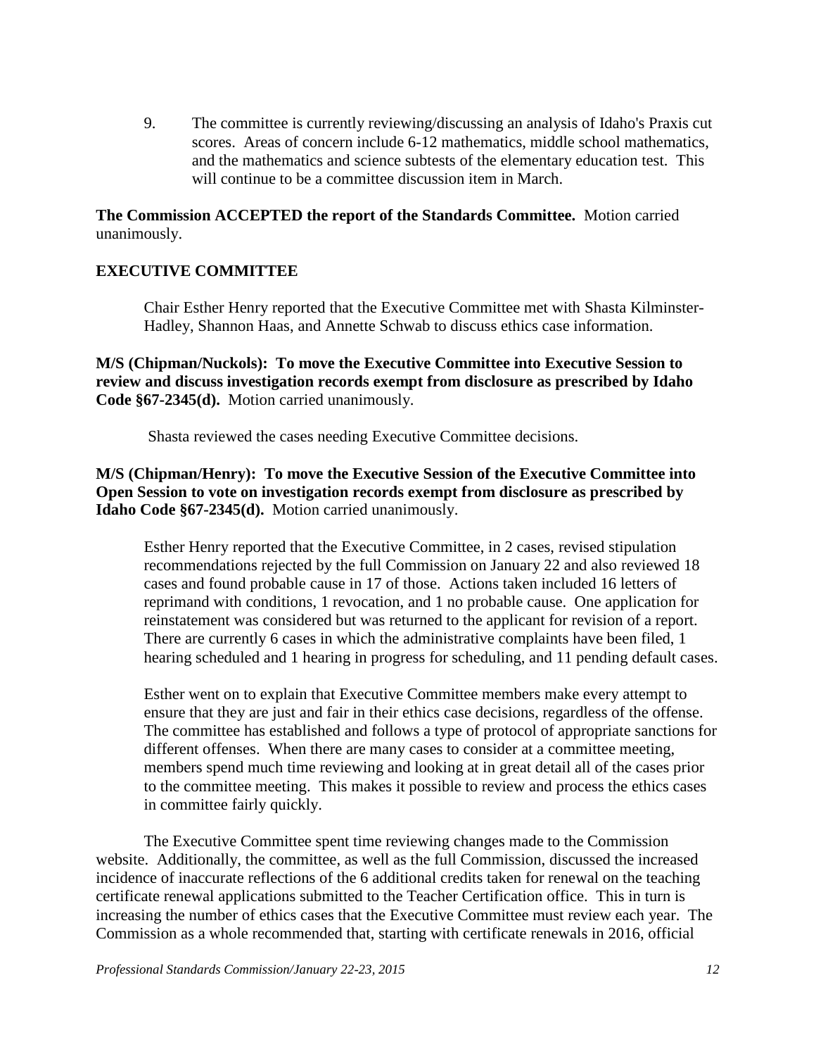9. The committee is currently reviewing/discussing an analysis of Idaho's Praxis cut scores. Areas of concern include 6-12 mathematics, middle school mathematics, and the mathematics and science subtests of the elementary education test. This will continue to be a committee discussion item in March.

**The Commission ACCEPTED the report of the Standards Committee.** Motion carried unanimously.

## EXECUTIVE COMMITTEE

Chair Esther Henry reported that the Executive Committee met with Shasta Kilminster-Hadley, Shannon Haas, and Annette Schwab to discuss ethics case information.

**M/S (Chipman/Nuckols): To move the Executive Committee into Executive Session to review and discuss investigation records exempt from disclosure as prescribed by Idaho Code §67-2345(d).** Motion carried unanimously.

Shasta reviewed the cases needing Executive Committee decisions.

**M/S (Chipman/Henry): To move the Executive Session of the Executive Committee into Open Session to vote on investigation records exempt from disclosure as prescribed by Idaho Code §67-2345(d).** Motion carried unanimously.

Esther Henry reported that the Executive Committee, in 2 cases, revised stipulation recommendations rejected by the full Commission on January 22 and also reviewed 18 cases and found probable cause in 17 of those. Actions taken included 16 letters of reprimand with conditions, 1 revocation, and 1 no probable cause. One application for reinstatement was considered but was returned to the applicant for revision of a report. There are currently 6 cases in which the administrative complaints have been filed, 1 hearing scheduled and 1 hearing in progress for scheduling, and 11 pending default cases.

Esther went on to explain that Executive Committee members make every attempt to ensure that they are just and fair in their ethics case decisions, regardless of the offense. The committee has established and follows a type of protocol of appropriate sanctions for different offenses. When there are many cases to consider at a committee meeting, members spend much time reviewing and looking at in great detail all of the cases prior to the committee meeting. This makes it possible to review and process the ethics cases in committee fairly quickly.

The Executive Committee spent time reviewing changes made to the Commission website. Additionally, the committee, as well as the full Commission, discussed the increased incidence of inaccurate reflections of the 6 additional credits taken for renewal on the teaching certificate renewal applications submitted to the Teacher Certification office. This in turn is increasing the number of ethics cases that the Executive Committee must review each year. The Commission as a whole recommended that, starting with certificate renewals in 2016, official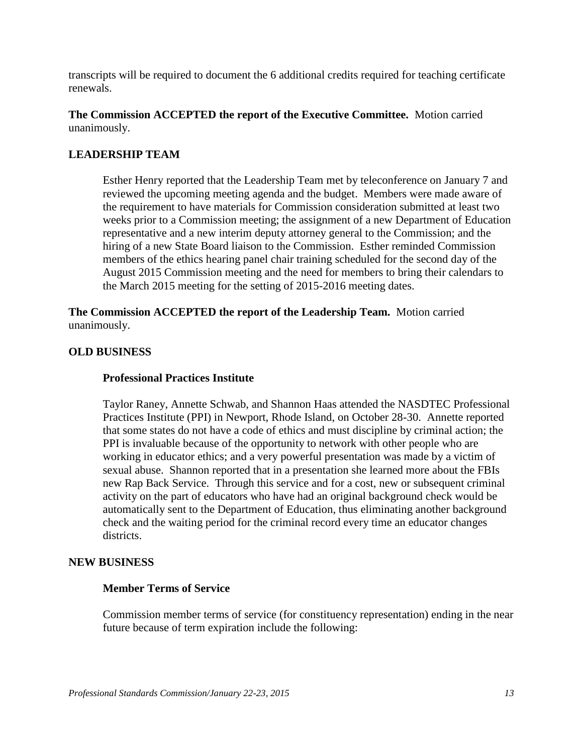transcripts will be required to document the 6 additional credits required for teaching certificate renewals.

**The Commission ACCEPTED the report of the Executive Committee.** Motion carried unanimously.

## LEADERSHIP TEAM

Esther Henry reported that the Leadership Team met by teleconference on January 7 and reviewed the upcoming meeting agenda and the budget. Members were made aware of the requirement to have materials for Commission consideration submitted at least two weeks prior to a Commission meeting; the assignment of a new Department of Education representative and a new interim deputy attorney general to the Commission; and the hiring of a new State Board liaison to the Commission. Esther reminded Commission members of the ethics hearing panel chair training scheduled for the second day of the August 2015 Commission meeting and the need for members to bring their calendars to the March 2015 meeting for the setting of 2015-2016 meeting dates.

**The Commission ACCEPTED the report of the Leadership Team.** Motion carried unanimously.

## OLD BUSINESS

### Professional Practices Institute

Taylor Raney, Annette Schwab, and Shannon Haas attended the NASDTEC Professional Practices Institute (PPI) in Newport, Rhode Island, on October 28-30. Annette reported that some states do not have a code of ethics and must discipline by criminal action; the PPI is invaluable because of the opportunity to network with other people who are working in educator ethics; and a very powerful presentation was made by a victim of sexual abuse. Shannon reported that in a presentation she learned more about the FBIs new Rap Back Service. Through this service and for a cost, new or subsequent criminal activity on the part of educators who have had an original background check would be automatically sent to the Department of Education, thus eliminating another background check and the waiting period for the criminal record every time an educator changes districts.

## NEW BUSINESS

### Member Terms of Service

Commission member terms of service (for constituency representation) ending in the near future because of term expiration include the following: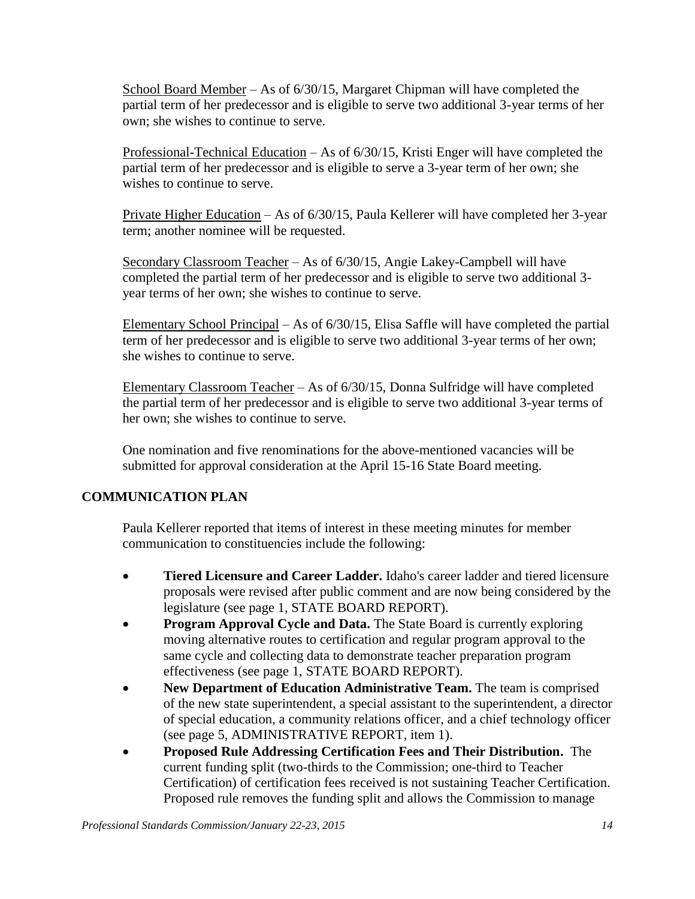School Board Member – As of 6/30/15, Margaret Chipman will have completed the partial term of her predecessor and is eligible to serve two additional 3-year terms of her own; she wishes to continue to serve.

Professional-Technical Education – As of 6/30/15, Kristi Enger will have completed the partial term of her predecessor and is eligible to serve a 3-year term of her own; she wishes to continue to serve.

Private Higher Education – As of 6/30/15, Paula Kellerer will have completed her 3-year term; another nominee will be requested.

Secondary Classroom Teacher – As of 6/30/15, Angie Lakey-Campbell will have completed the partial term of her predecessor and is eligible to serve two additional 3-year terms of her own; she wishes to continue to serve.

Elementary School Principal – As of 6/30/15, Elisa Saffle will have completed the partial term of her predecessor and is eligible to serve two additional 3-year terms of her own; she wishes to continue to serve.

Elementary Classroom Teacher – As of 6/30/15, Donna Sulfridge will have completed the partial term of her predecessor and is eligible to serve two additional 3-year terms of her own; she wishes to continue to serve.

One nomination and five renominations for the above-mentioned vacancies will be submitted for approval consideration at the April 15-16 State Board meeting.

## COMMUNICATION PLAN

Paula Kellerer reported that items of interest in these meeting minutes for member communication to constituencies include the following:

- **Tiered Licensure and Career Ladder.** Idaho's career ladder and tiered licensure proposals were revised after public comment and are now being considered by the legislature (see page 1, STATE BOARD REPORT).
- **Program Approval Cycle and Data.** The State Board is currently exploring moving alternative routes to certification and regular program approval to the same cycle and collecting data to demonstrate teacher preparation program effectiveness (see page 1, STATE BOARD REPORT).
- **New Department of Education Administrative Team.** The team is comprised of the new state superintendent, a special assistant to the superintendent, a director of special education, a community relations officer, and a chief technology officer (see page 5, ADMINISTRATIVE REPORT, item 1).
- **Proposed Rule Addressing Certification Fees and Their Distribution.** The current funding split (two-thirds to the Commission; one-third to Teacher Certification) of certification fees received is not sustaining Teacher Certification. Proposed rule removes the funding split and allows the Commission to manage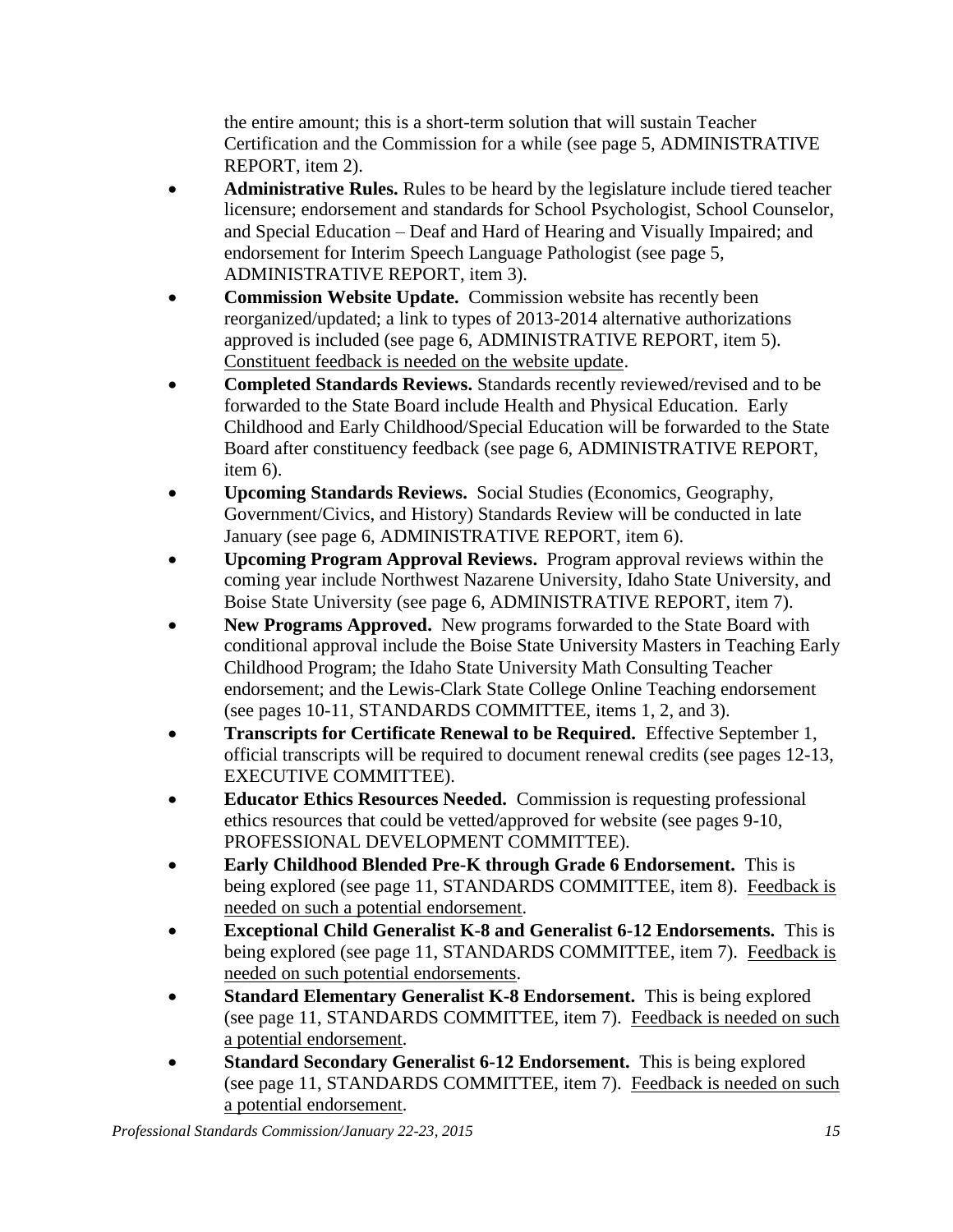the entire amount; this is a short-term solution that will sustain Teacher Certification and the Commission for a while (see page 5, ADMINISTRATIVE REPORT, item 2).

- **Administrative Rules.** Rules to be heard by the legislature include tiered teacher licensure; endorsement and standards for School Psychologist, School Counselor, and Special Education – Deaf and Hard of Hearing and Visually Impaired; and endorsement for Interim Speech Language Pathologist (see page 5, ADMINISTRATIVE REPORT, item 3).
- **Commission Website Update.** Commission website has recently been reorganized/updated; a link to types of 2013-2014 alternative authorizations approved is included (see page 6, ADMINISTRATIVE REPORT, item 5). Constituent feedback is needed on the website update.
- **Completed Standards Reviews.** Standards recently reviewed/revised and to be forwarded to the State Board include Health and Physical Education. Early Childhood and Early Childhood/Special Education will be forwarded to the State Board after constituency feedback (see page 6, ADMINISTRATIVE REPORT, item 6).
- **Upcoming Standards Reviews.** Social Studies (Economics, Geography, Government/Civics, and History) Standards Review will be conducted in late January (see page 6, ADMINISTRATIVE REPORT, item 6).
- **Upcoming Program Approval Reviews.** Program approval reviews within the coming year include Northwest Nazarene University, Idaho State University, and Boise State University (see page 6, ADMINISTRATIVE REPORT, item 7).
- **New Programs Approved.** New programs forwarded to the State Board with conditional approval include the Boise State University Masters in Teaching Early Childhood Program; the Idaho State University Math Consulting Teacher endorsement; and the Lewis-Clark State College Online Teaching endorsement (see pages 10-11, STANDARDS COMMITTEE, items 1, 2, and 3).
- **Transcripts for Certificate Renewal to be Required.** Effective September 1, official transcripts will be required to document renewal credits (see pages 12-13, EXECUTIVE COMMITTEE).
- **Educator Ethics Resources Needed.** Commission is requesting professional ethics resources that could be vetted/approved for website (see pages 9-10, PROFESSIONAL DEVELOPMENT COMMITTEE).
- **Early Childhood Blended Pre-K through Grade 6 Endorsement.** This is being explored (see page 11, STANDARDS COMMITTEE, item 8). Feedback is needed on such a potential endorsement.
- **Exceptional Child Generalist K-8 and Generalist 6-12 Endorsements.** This is being explored (see page 11, STANDARDS COMMITTEE, item 7). Feedback is needed on such potential endorsements.
- **Standard Elementary Generalist K-8 Endorsement.** This is being explored (see page 11, STANDARDS COMMITTEE, item 7). Feedback is needed on such a potential endorsement.
- **Standard Secondary Generalist 6-12 Endorsement.** This is being explored (see page 11, STANDARDS COMMITTEE, item 7). Feedback is needed on such a potential endorsement.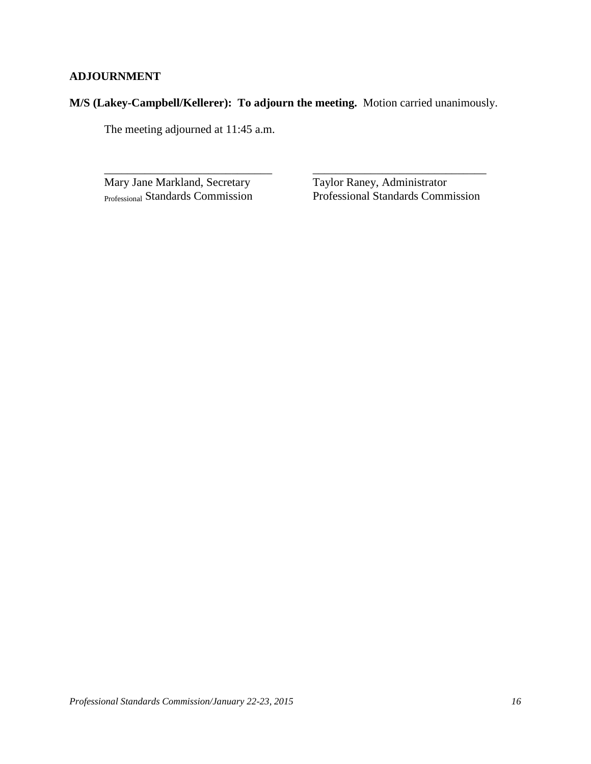**ADJOURNMENT**

**M/S (Lakey-Campbell/Kellerer): To adjourn the meeting.** Motion carried unanimously.

The meeting adjourned at 11:45 a.m.

| | |
|---|---|
| ______________________________ | ______________________________ |
| Mary Jane Markland, Secretary | Taylor Raney, Administrator |
| Professional Standards Commission | Professional Standards Commission |